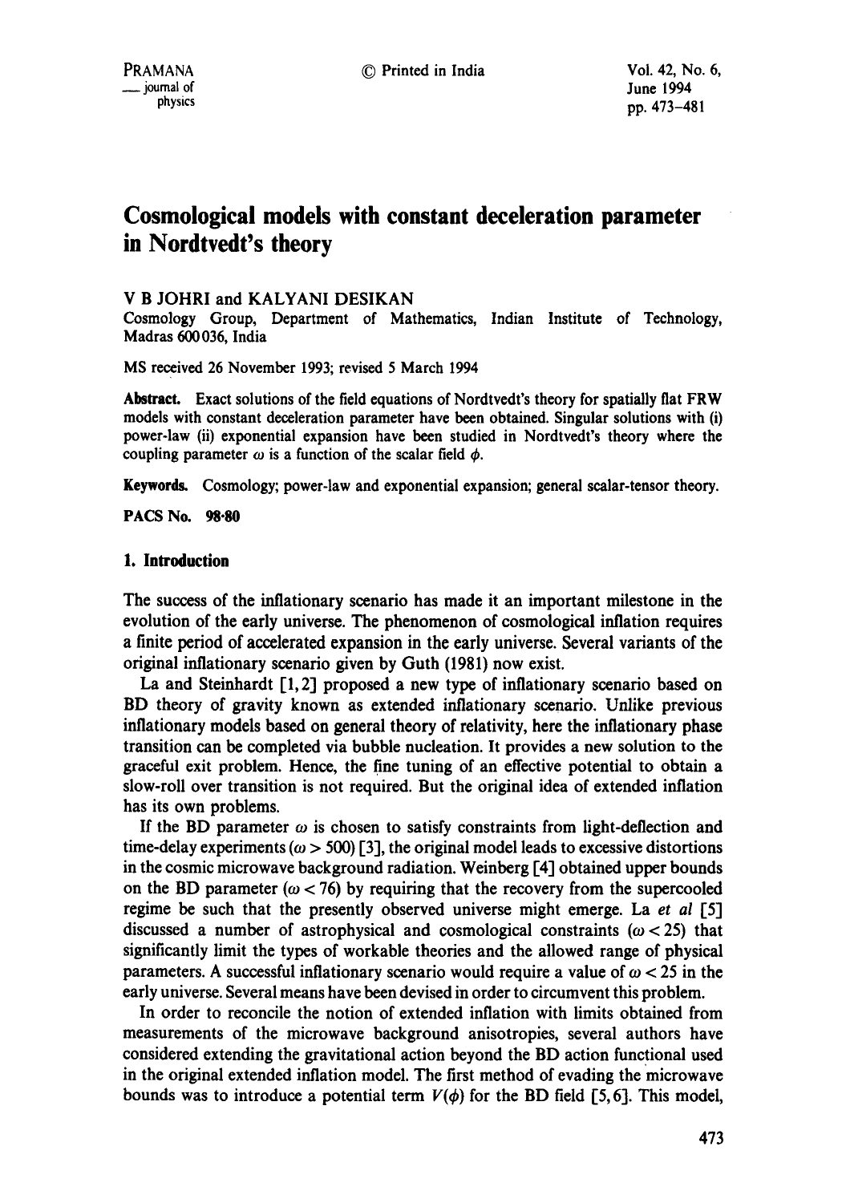# Cosmological models with constant deceleration parameter in Nordtvedt's theory

V B JOHRI and KALYANI DESIKAN

Cosmology Group, Department of Mathematics, Indian Institute of Technology, Madras 600036, India

MS received 26 November 1993; revised 5 March 1994

**Abstract.** Exact solutions of the field equations of Nordtvedt's theory for spatially flat FRW models with constant deceleration parameter have been obtained. Singular solutions with (i) power-law (ii) exponential expansion have been studied in Nordtvedt's theory where the coupling parameter $\omega$ is a function of the scalar field $\phi$.

**Keywords.** Cosmology; power-law and exponential expansion; general scalar-tensor theory.

**PACS No. 98·80**

## 1. Introduction

The success of the inflationary scenario has made it an important milestone in the evolution of the early universe. The phenomenon of cosmological inflation requires a finite period of accelerated expansion in the early universe. Several variants of the original inflationary scenario given by Guth (1981) now exist.

La and Steinhardt [1,2] proposed a new type of inflationary scenario based on BD theory of gravity known as extended inflationary scenario. Unlike previous inflationary models based on general theory of relativity, here the inflationary phase transition can be completed via bubble nucleation. It provides a new solution to the graceful exit problem. Hence, the fine tuning of an effective potential to obtain a slow-roll over transition is not required. But the original idea of extended inflation has its own problems.

If the BD parameter $\omega$ is chosen to satisfy constraints from light-deflection and time-delay experiments ($\omega > 500$) [3], the original model leads to excessive distortions in the cosmic microwave background radiation. Weinberg [4] obtained upper bounds on the BD parameter ($\omega < 76$) by requiring that the recovery from the supercooled regime be such that the presently observed universe might emerge. La *et al* [5] discussed a number of astrophysical and cosmological constraints ($\omega < 25$) that significantly limit the types of workable theories and the allowed range of physical parameters. A successful inflationary scenario would require a value of $\omega < 25$ in the early universe. Several means have been devised in order to circumvent this problem.

In order to reconcile the notion of extended inflation with limits obtained from measurements of the microwave background anisotropies, several authors have considered extending the gravitational action beyond the BD action functional used in the original extended inflation model. The first method of evading the microwave bounds was to introduce a potential term $V(\phi)$ for the BD field [5,6]. This model,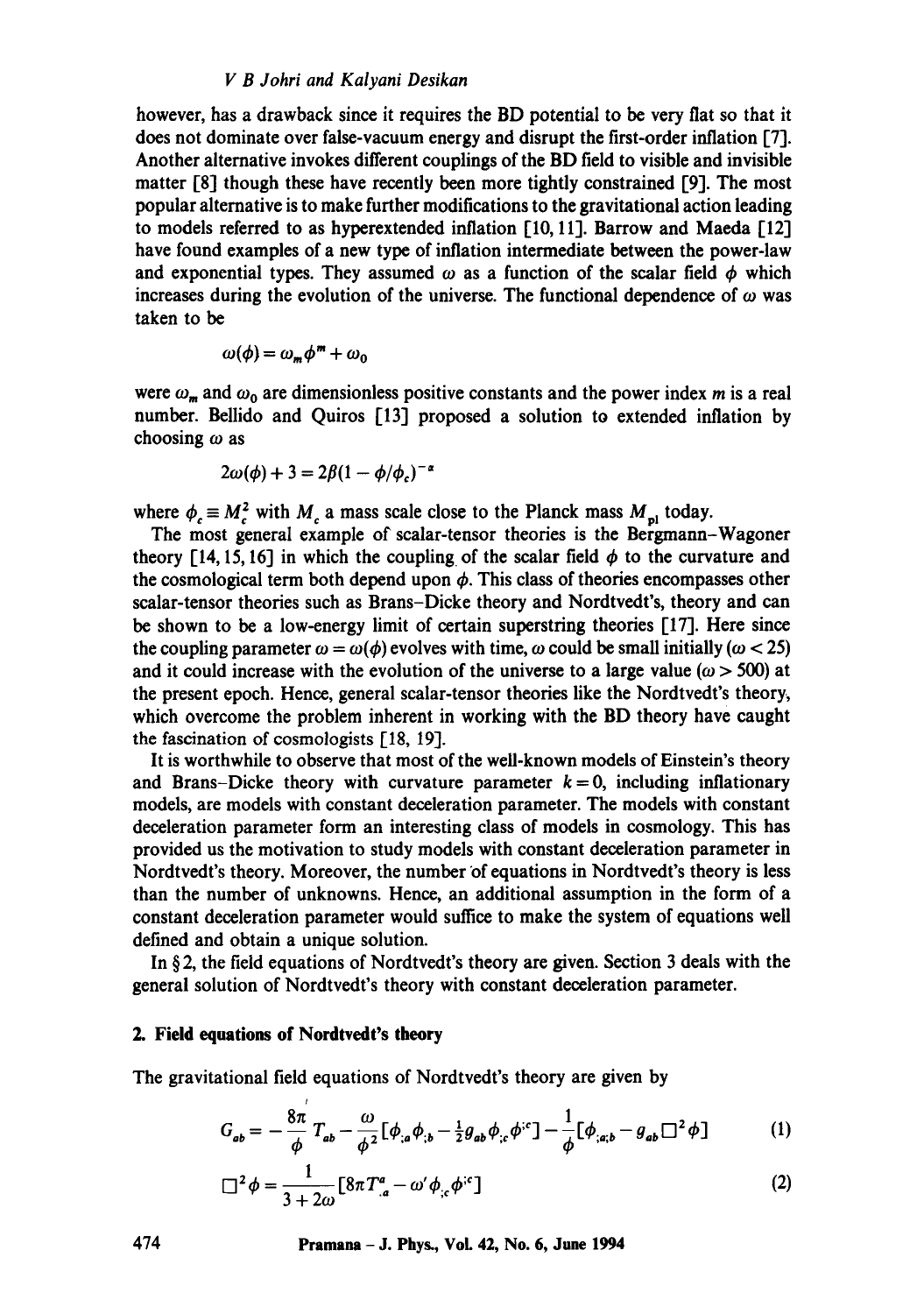however, has a drawback since it requires the BD potential to be very flat so that it does not dominate over false-vacuum energy and disrupt the first-order inflation [7]. Another alternative invokes different couplings of the BD field to visible and invisible matter [8] though these have recently been more tightly constrained [9]. The most popular alternative is to make further modifications to the gravitational action leading to models referred to as hyperextended inflation [10, 11]. Barrow and Maeda [12] have found examples of a new type of inflation intermediate between the power-law and exponential types. They assumed $\omega$ as a function of the scalar field $\phi$ which increases during the evolution of the universe. The functional dependence of $\omega$ was taken to be

$$\omega(\phi) = \omega_m \phi^m + \omega_0$$

were $\omega_m$ and $\omega_0$ are dimensionless positive constants and the power index $m$ is a real number. Bellido and Quiros [13] proposed a solution to extended inflation by choosing $\omega$ as

$$2\omega(\phi) + 3 = 2\beta(1 - \phi/\phi_c)^{-\alpha}$$

where $\phi_c \equiv M_c^2$ with $M_c$ a mass scale close to the Planck mass $M_{\text{pl}}$ today.

The most general example of scalar-tensor theories is the Bergmann–Wagoner theory [14, 15, 16] in which the coupling of the scalar field $\phi$ to the curvature and the cosmological term both depend upon $\phi$. This class of theories encompasses other scalar-tensor theories such as Brans–Dicke theory and Nordtvedt's, theory and can be shown to be a low-energy limit of certain superstring theories [17]. Here since the coupling parameter $\omega = \omega(\phi)$ evolves with time, $\omega$ could be small initially ($\omega < 25$) and it could increase with the evolution of the universe to a large value ($\omega > 500$) at the present epoch. Hence, general scalar-tensor theories like the Nordtvedt's theory, which overcome the problem inherent in working with the BD theory have caught the fascination of cosmologists [18, 19].

It is worthwhile to observe that most of the well-known models of Einstein's theory and Brans-Dicke theory with curvature parameter $k = 0$, including inflationary models, are models with constant deceleration parameter. The models with constant deceleration parameter form an interesting class of models in cosmology. This has provided us the motivation to study models with constant deceleration parameter in Nordtvedt's theory. Moreover, the number of equations in Nordtvedt's theory is less than the number of unknowns. Hence, an additional assumption in the form of a constant deceleration parameter would suffice to make the system of equations well defined and obtain a unique solution.

In § 2, the field equations of Nordtvedt's theory are given. Section 3 deals with the general solution of Nordtvedt's theory with constant deceleration parameter.

## 2. Field equations of Nordtvedt's theory

The gravitational field equations of Nordtvedt's theory are given by

$$G_{ab} = -\frac{8\pi}{\phi} T_{ab} - \frac{\omega}{\phi^2}[\phi_{;a}\phi_{;b} - \tfrac{1}{2} g_{ab}\phi_{;c}\phi^{;c}] - \frac{1}{\phi}[\phi_{;a;b} - g_{ab}\Box^2\phi] \tag{1}$$

$$\Box^2\phi = \frac{1}{3 + 2\omega}[8\pi T^a_{.a} - \omega' \phi_{;c}\phi^{;c}] \tag{2}$$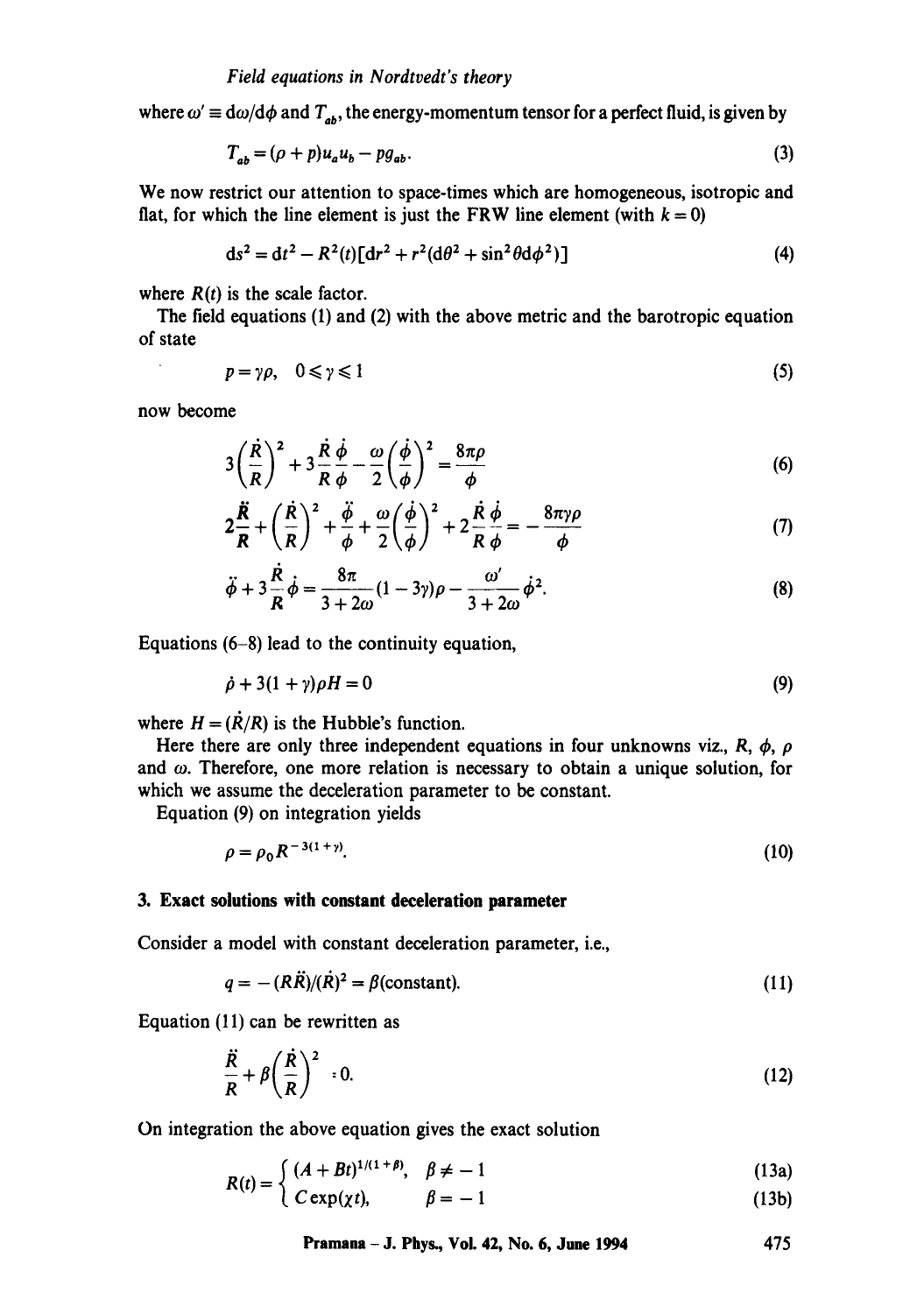where $\omega' \equiv d\omega/d\phi$ and $T_{ab}$, the energy-momentum tensor for a perfect fluid, is given by

$$T_{ab} = (\rho + p)u_a u_b - p g_{ab}. \tag{3}$$

We now restrict our attention to space-times which are homogeneous, isotropic and flat, for which the line element is just the FRW line element (with $k = 0$)

$$ds^2 = dt^2 - R^2(t)[dr^2 + r^2(d\theta^2 + \sin^2\theta d\phi^2)] \tag{4}$$

where $R(t)$ is the scale factor.

The field equations (1) and (2) with the above metric and the barotropic equation of state

$$p = \gamma\rho, \quad 0 \leqslant \gamma \leqslant 1 \tag{5}$$

now become

$$3\left(\frac{\dot{R}}{R}\right)^2 + 3\frac{\dot{R}}{R}\frac{\dot{\phi}}{\phi} - \frac{\omega}{2}\left(\frac{\dot{\phi}}{\phi}\right)^2 = \frac{8\pi\rho}{\phi} \tag{6}$$

$$2\frac{\ddot{R}}{R} + \left(\frac{\dot{R}}{R}\right)^2 + \frac{\ddot{\phi}}{\phi} + \frac{\omega}{2}\left(\frac{\dot{\phi}}{\phi}\right)^2 + 2\frac{\dot{R}}{R}\frac{\dot{\phi}}{\phi} = -\frac{8\pi\gamma\rho}{\phi} \tag{7}$$

$$\ddot{\phi} + 3\frac{\dot{R}}{R}\dot{\phi} = \frac{8\pi}{3 + 2\omega}(1 - 3\gamma)\rho - \frac{\omega'}{3 + 2\omega}\dot{\phi}^2. \tag{8}$$

Equations (6–8) lead to the continuity equation,

$$\dot{\rho} + 3(1 + \gamma)\rho H = 0 \tag{9}$$

where $H = (\dot{R}/R)$ is the Hubble's function.

Here there are only three independent equations in four unknowns viz., $R$, $\phi$, $\rho$ and $\omega$. Therefore, one more relation is necessary to obtain a unique solution, for which we assume the deceleration parameter to be constant.

Equation (9) on integration yields

$$\rho = \rho_0 R^{-3(1+\gamma)}. \tag{10}$$

## 3. Exact solutions with constant deceleration parameter

Consider a model with constant deceleration parameter, i.e.,

$$q = -(R\ddot{R})/(\dot{R})^2 = \beta(\text{constant}). \tag{11}$$

Equation (11) can be rewritten as

$$\frac{\ddot{R}}{R} + \beta\left(\frac{\dot{R}}{R}\right)^2 = 0. \tag{12}$$

On integration the above equation gives the exact solution

$$R(t) = \begin{cases} (A + Bt)^{1/(1+\beta)}, & \beta \neq -1 \quad (13a) \\ C\exp(\chi t), & \beta = -1 \quad (13b) \end{cases}$$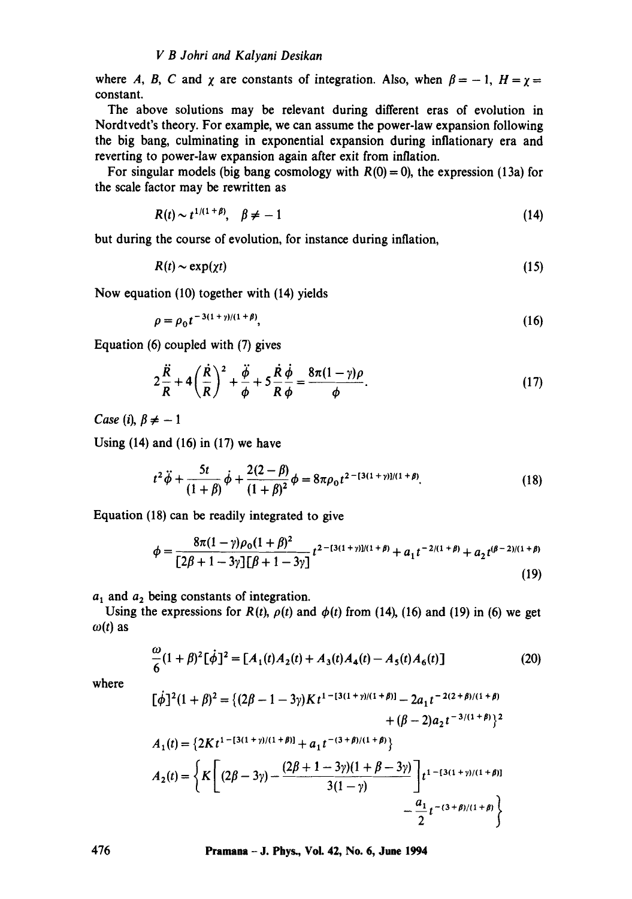where $A$, $B$, $C$ and $\chi$ are constants of integration. Also, when $\beta = -1$, $H = \chi =$ constant.

The above solutions may be relevant during different eras of evolution in Nordtvedt's theory. For example, we can assume the power-law expansion following the big bang, culminating in exponential expansion during inflationary era and reverting to power-law expansion again after exit from inflation.

For singular models (big bang cosmology with $R(0) = 0$), the expression (13a) for the scale factor may be rewritten as

$$R(t) \sim t^{1/(1+\beta)}, \quad \beta \neq -1 \tag{14}$$

but during the course of evolution, for instance during inflation,

$$R(t) \sim \exp(\chi t) \tag{15}$$

Now equation (10) together with (14) yields

$$\rho = \rho_0 t^{-3(1+\gamma)/(1+\beta)}, \tag{16}$$

Equation (6) coupled with (7) gives

$$2\frac{\ddot{R}}{R} + 4\left(\frac{\dot{R}}{R}\right)^2 + \frac{\ddot{\phi}}{\phi} + 5\frac{\dot{R}}{R}\frac{\dot{\phi}}{\phi} = \frac{8\pi(1-\gamma)\rho}{\phi}. \tag{17}$$

*Case (i)*, $\beta \neq -1$

Using (14) and (16) in (17) we have

$$t^2\ddot{\phi} + \frac{5t}{(1+\beta)}\dot{\phi} + \frac{2(2-\beta)}{(1+\beta)^2}\phi = 8\pi\rho_0 t^{2-[3(1+\gamma)]/(1+\beta)}. \tag{18}$$

Equation (18) can be readily integrated to give

$$\phi = \frac{8\pi(1-\gamma)\rho_0(1+\beta)^2}{[2\beta+1-3\gamma][\beta+1-3\gamma]} t^{2-[3(1+\gamma)]/(1+\beta)} + a_1 t^{-2/(1+\beta)} + a_2 t^{(\beta-2)/(1+\beta)} \tag{19}$$

$a_1$ and $a_2$ being constants of integration.

Using the expressions for $R(t)$, $\rho(t)$ and $\phi(t)$ from (14), (16) and (19) in (6) we get $\omega(t)$ as

$$\frac{\omega}{6}(1+\beta)^2[\dot{\phi}]^2 = [A_1(t)A_2(t) + A_3(t)A_4(t) - A_5(t)A_6(t)] \tag{20}$$

where

$$[\dot{\phi}]^2(1+\beta)^2 = \{(2\beta - 1 - 3\gamma)K t^{1-[3(1+\gamma)/(1+\beta)]} - 2a_1 t^{-2(2+\beta)/(1+\beta)} + (\beta-2)a_2 t^{-3/(1+\beta)}\}^2$$

$$A_1(t) = \{2K t^{1-[3(1+\gamma)/(1+\beta)]} + a_1 t^{-(3+\beta)/(1+\beta)}\}$$

$$A_2(t) = \left\{K\left[(2\beta - 3\gamma) - \frac{(2\beta+1-3\gamma)(1+\beta-3\gamma)}{3(1-\gamma)}\right]t^{1-[3(1+\gamma)/(1+\beta)]} - \frac{a_1}{2}t^{-(3+\beta)/(1+\beta)}\right\}$$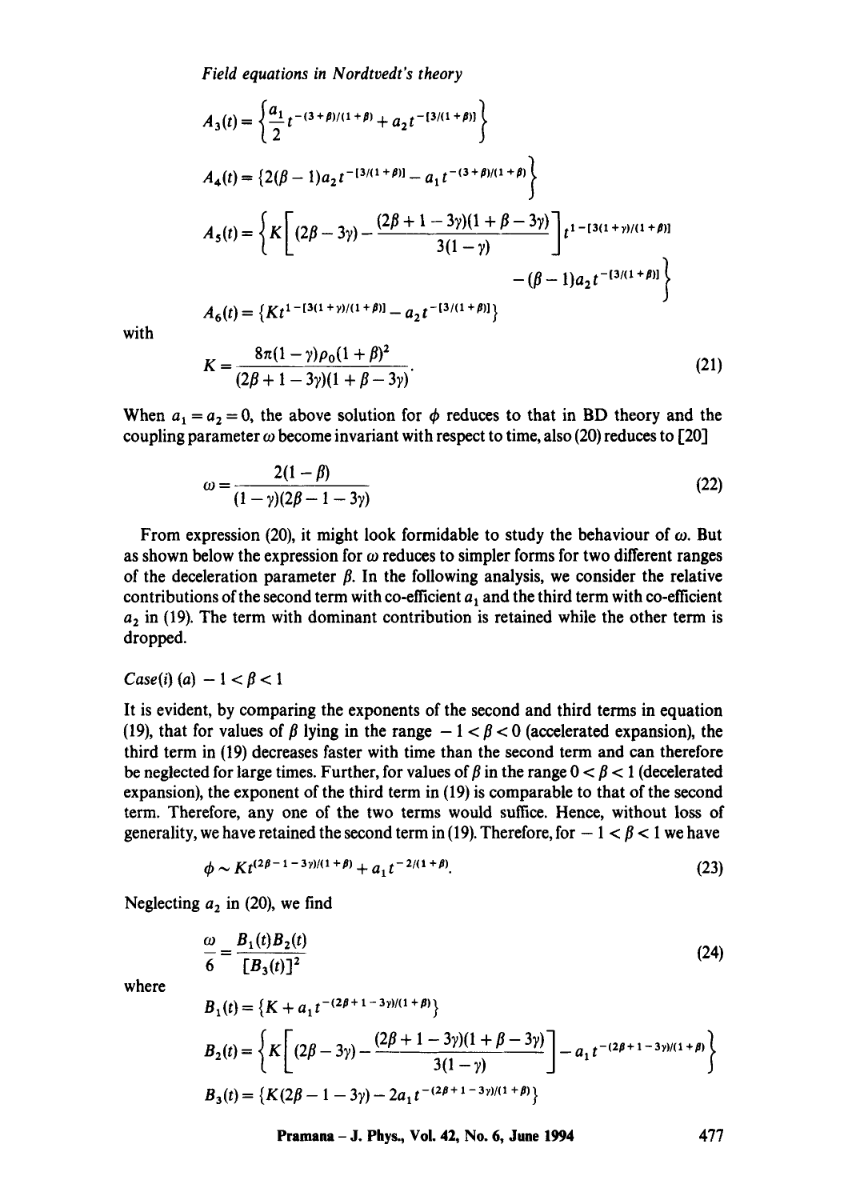$$A_3(t) = \left\{ \frac{a_1}{2} t^{-(3+\beta)/(1+\beta)} + a_2 t^{-[3/(1+\beta)]} \right\}$$

$$A_4(t) = \left\{ 2(\beta - 1) a_2 t^{-[3/(1+\beta)]} - a_1 t^{-(3+\beta)/(1+\beta)} \right\}$$

$$A_5(t) = \left\{ K \left[ (2\beta - 3\gamma) - \frac{(2\beta + 1 - 3\gamma)(1 + \beta - 3\gamma)}{3(1-\gamma)} \right] t^{1 - [3(1+\gamma)/(1+\beta)]} - (\beta - 1) a_2 t^{-[3/(1+\beta)]} \right\}$$

$$A_6(t) = \left\{ K t^{1 - [3(1+\gamma)/(1+\beta)]} - a_2 t^{-[3/(1+\beta)]} \right\}$$

with

$$K = \frac{8\pi(1-\gamma)\rho_0(1+\beta)^2}{(2\beta + 1 - 3\gamma)(1 + \beta - 3\gamma)}. \tag{21}$$

When $a_1 = a_2 = 0$, the above solution for $\phi$ reduces to that in BD theory and the coupling parameter $\omega$ become invariant with respect to time, also (20) reduces to [20]

$$\omega = \frac{2(1-\beta)}{(1-\gamma)(2\beta - 1 - 3\gamma)} \tag{22}$$

From expression (20), it might look formidable to study the behaviour of $\omega$. But as shown below the expression for $\omega$ reduces to simpler forms for two different ranges of the deceleration parameter $\beta$. In the following analysis, we consider the relative contributions of the second term with co-efficient $a_1$ and the third term with co-efficient $a_2$ in (19). The term with dominant contribution is retained while the other term is dropped.

*Case(i) (a)* $-1 < \beta < 1$

It is evident, by comparing the exponents of the second and third terms in equation (19), that for values of $\beta$ lying in the range $-1 < \beta < 0$ (accelerated expansion), the third term in (19) decreases faster with time than the second term and can therefore be neglected for large times. Further, for values of $\beta$ in the range $0 < \beta < 1$ (decelerated expansion), the exponent of the third term in (19) is comparable to that of the second term. Therefore, any one of the two terms would suffice. Hence, without loss of generality, we have retained the second term in (19). Therefore, for $-1 < \beta < 1$ we have

$$\phi \sim K t^{(2\beta - 1 - 3\gamma)/(1+\beta)} + a_1 t^{-2/(1+\beta)}. \tag{23}$$

Neglecting $a_2$ in (20), we find

$$\frac{\omega}{6} = \frac{B_1(t) B_2(t)}{[B_3(t)]^2} \tag{24}$$

where

$$B_1(t) = \left\{ K + a_1 t^{-(2\beta + 1 - 3\gamma)/(1+\beta)} \right\}$$

$$B_2(t) = \left\{ K \left[ (2\beta - 3\gamma) - \frac{(2\beta + 1 - 3\gamma)(1 + \beta - 3\gamma)}{3(1-\gamma)} \right] - a_1 t^{-(2\beta + 1 - 3\gamma)/(1+\beta)} \right\}$$

$$B_3(t) = \left\{ K(2\beta - 1 - 3\gamma) - 2 a_1 t^{-(2\beta + 1 - 3\gamma)/(1+\beta)} \right\}$$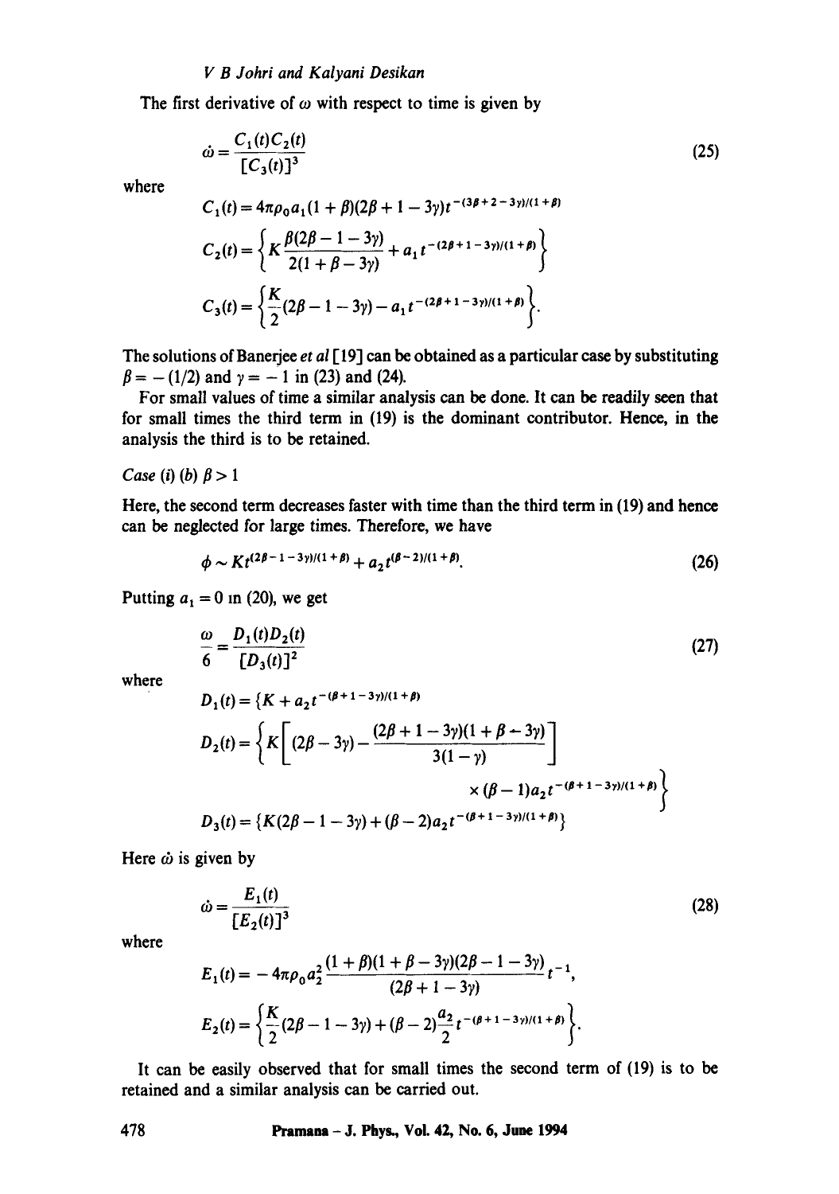The first derivative of $\omega$ with respect to time is given by

$$\dot{\omega} = \frac{C_1(t)C_2(t)}{[C_3(t)]^3} \tag{25}$$

where

$$C_1(t) = 4\pi\rho_0 a_1(1+\beta)(2\beta+1-3\gamma)t^{-(3\beta+2-3\gamma)/(1+\beta)}$$

$$C_2(t) = \left\{K\frac{\beta(2\beta-1-3\gamma)}{2(1+\beta-3\gamma)} + a_1 t^{-(2\beta+1-3\gamma)/(1+\beta)}\right\}$$

$$C_3(t) = \left\{\frac{K}{2}(2\beta-1-3\gamma) - a_1 t^{-(2\beta+1-3\gamma)/(1+\beta)}\right\}.$$

The solutions of Banerjee *et al* [19] can be obtained as a particular case by substituting $\beta = -(1/2)$ and $\gamma = -1$ in (23) and (24).

For small values of time a similar analysis can be done. It can be readily seen that for small times the third term in (19) is the dominant contributor. Hence, in the analysis the third is to be retained.

*Case (i) (b)* $\beta > 1$

Here, the second term decreases faster with time than the third term in (19) and hence can be neglected for large times. Therefore, we have

$$\phi \sim Kt^{(2\beta-1-3\gamma)/(1+\beta)} + a_2 t^{(\beta-2)/(1+\beta)}. \tag{26}$$

Putting $a_1 = 0$ in (20), we get

$$\frac{\omega}{6} = \frac{D_1(t)D_2(t)}{[D_3(t)]^2} \tag{27}$$

where

$$D_1(t) = \{K + a_2 t^{-(\beta+1-3\gamma)/(1+\beta)}$$

$$D_2(t) = \left\{K\left[(2\beta-3\gamma) - \frac{(2\beta+1-3\gamma)(1+\beta-3\gamma)}{3(1-\gamma)}\right] \times (\beta-1)a_2 t^{-(\beta+1-3\gamma)/(1+\beta)}\right\}$$

$$D_3(t) = \{K(2\beta-1-3\gamma) + (\beta-2)a_2 t^{-(\beta+1-3\gamma)/(1+\beta)}\}$$

Here $\dot{\omega}$ is given by

$$\dot{\omega} = \frac{E_1(t)}{[E_2(t)]^3} \tag{28}$$

where

$$E_1(t) = -4\pi\rho_0 a_2^2 \frac{(1+\beta)(1+\beta-3\gamma)(2\beta-1-3\gamma)}{(2\beta+1-3\gamma)} t^{-1},$$

$$E_2(t) = \left\{\frac{K}{2}(2\beta-1-3\gamma) + (\beta-2)\frac{a_2}{2} t^{-(\beta+1-3\gamma)/(1+\beta)}\right\}.$$

It can be easily observed that for small times the second term of (19) is to be retained and a similar analysis can be carried out.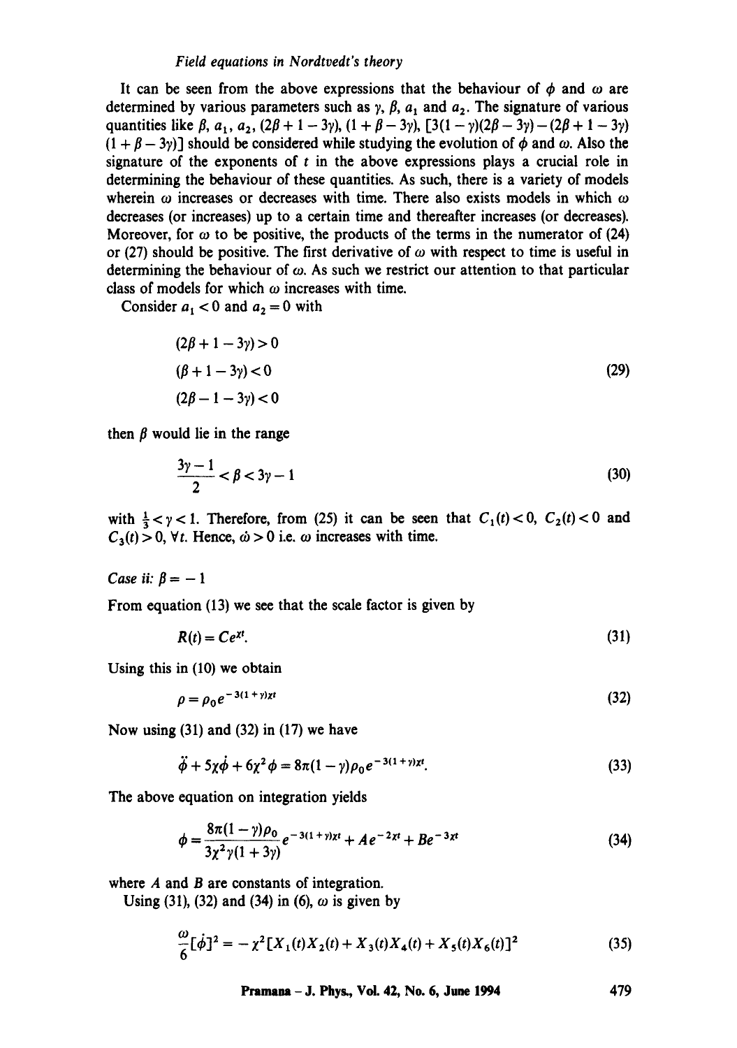It can be seen from the above expressions that the behaviour of $\phi$ and $\omega$ are determined by various parameters such as $\gamma$, $\beta$, $a_1$ and $a_2$. The signature of various quantities like $\beta$, $a_1$, $a_2$, $(2\beta + 1 - 3\gamma)$, $(1 + \beta - 3\gamma)$, $[3(1-\gamma)(2\beta - 3\gamma) - (2\beta + 1 - 3\gamma)(1 + \beta - 3\gamma)]$ should be considered while studying the evolution of $\phi$ and $\omega$. Also the signature of the exponents of $t$ in the above expressions plays a crucial role in determining the behaviour of these quantities. As such, there is a variety of models wherein $\omega$ increases or decreases with time. There also exists models in which $\omega$ decreases (or increases) up to a certain time and thereafter increases (or decreases). Moreover, for $\omega$ to be positive, the products of the terms in the numerator of (24) or (27) should be positive. The first derivative of $\omega$ with respect to time is useful in determining the behaviour of $\omega$. As such we restrict our attention to that particular class of models for which $\omega$ increases with time.

Consider $a_1 < 0$ and $a_2 = 0$ with

$$
\begin{aligned}
&(2\beta + 1 - 3\gamma) > 0 \\
&(\beta + 1 - 3\gamma) < 0 \\
&(2\beta - 1 - 3\gamma) < 0
\end{aligned}
\tag{29}
$$

then $\beta$ would lie in the range

$$\frac{3\gamma - 1}{2} < \beta < 3\gamma - 1 \tag{30}$$

with $\frac{1}{3} < \gamma < 1$. Therefore, from (25) it can be seen that $C_1(t) < 0$, $C_2(t) < 0$ and $C_3(t) > 0$, $\forall t$. Hence, $\dot{\omega} > 0$ i.e. $\omega$ increases with time.

*Case ii:* $\beta = -1$

From equation (13) we see that the scale factor is given by

$$R(t) = Ce^{\chi t}. \tag{31}$$

Using this in (10) we obtain

$$\rho = \rho_0 e^{-3(1+\gamma)\chi t} \tag{32}$$

Now using (31) and (32) in (17) we have

$$\ddot{\phi} + 5\chi\dot{\phi} + 6\chi^2\phi = 8\pi(1-\gamma)\rho_0 e^{-3(1+\gamma)\chi t}. \tag{33}$$

The above equation on integration yields

$$\phi = \frac{8\pi(1-\gamma)\rho_0}{3\chi^2\gamma(1+3\gamma)} e^{-3(1+\gamma)\chi t} + Ae^{-2\chi t} + Be^{-3\chi t} \tag{34}$$

where $A$ and $B$ are constants of integration.

Using (31), (32) and (34) in (6), $\omega$ is given by

$$\frac{\omega}{6}[\dot{\phi}]^2 = -\chi^2[X_1(t)X_2(t) + X_3(t)X_4(t) + X_5(t)X_6(t)]^2 \tag{35}$$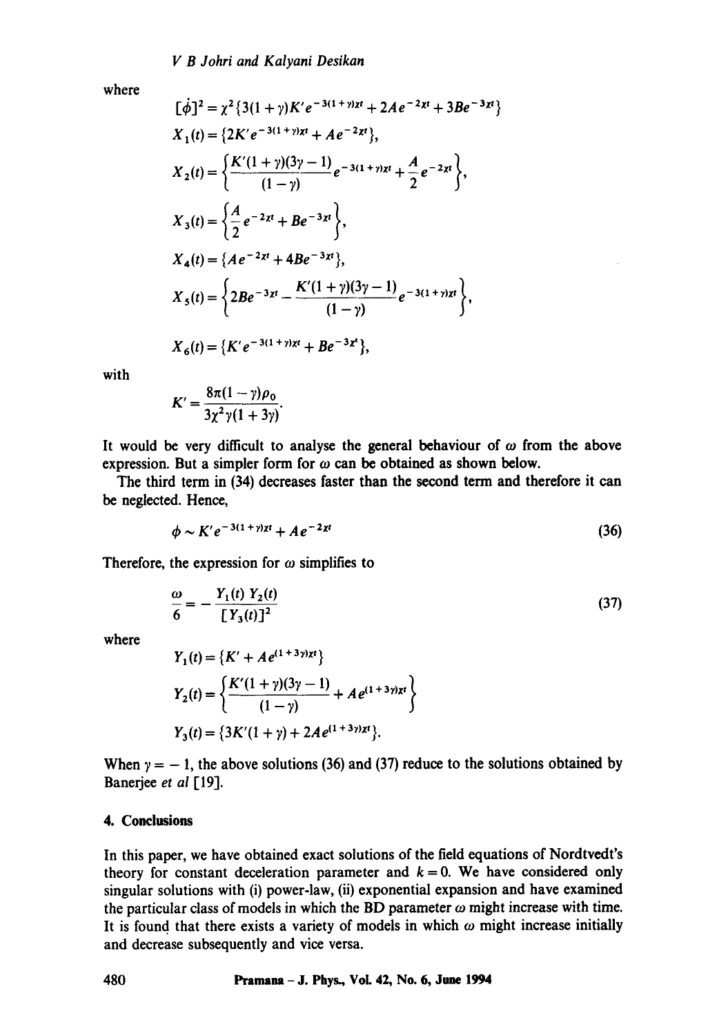where

$$[\dot{\phi}]^2 = \chi^2\{3(1+\gamma)K' e^{-3(1+\gamma)\chi t} + 2Ae^{-2\chi t} + 3Be^{-3\chi t}\}$$

$$X_1(t) = \{2K' e^{-3(1+\gamma)\chi t} + Ae^{-2\chi t}\},$$

$$X_2(t) = \left\{\frac{K'(1+\gamma)(3\gamma-1)}{(1-\gamma)} e^{-3(1+\gamma)\chi t} + \frac{A}{2} e^{-2\chi t}\right\},$$

$$X_3(t) = \left\{\frac{A}{2} e^{-2\chi t} + Be^{-3\chi t}\right\},$$

$$X_4(t) = \{Ae^{-2\chi t} + 4Be^{-3\chi t}\},$$

$$X_5(t) = \left\{2Be^{-3\chi t} - \frac{K'(1+\gamma)(3\gamma-1)}{(1-\gamma)} e^{-3(1+\gamma)\chi t}\right\},$$

$$X_6(t) = \{K' e^{-3(1+\gamma)\chi t} + Be^{-3\chi t}\},$$

with

$$K' = \frac{8\pi(1-\gamma)\rho_0}{3\chi^2\gamma(1+3\gamma)}.$$

It would be very difficult to analyse the general behaviour of $\omega$ from the above expression. But a simpler form for $\omega$ can be obtained as shown below.

The third term in (34) decreases faster than the second term and therefore it can be neglected. Hence,

$$\phi \sim K' e^{-3(1+\gamma)\chi t} + Ae^{-2\chi t} \tag{36}$$

Therefore, the expression for $\omega$ simplifies to

$$\frac{\omega}{6} = -\frac{Y_1(t)\, Y_2(t)}{[Y_3(t)]^2} \tag{37}$$

where

$$Y_1(t) = \{K' + Ae^{(1+3\gamma)\chi t}\}$$

$$Y_2(t) = \left\{\frac{K'(1+\gamma)(3\gamma-1)}{(1-\gamma)} + Ae^{(1+3\gamma)\chi t}\right\}$$

$$Y_3(t) = \{3K'(1+\gamma) + 2Ae^{(1+3\gamma)\chi t}\}.$$

When $\gamma = -1$, the above solutions (36) and (37) reduce to the solutions obtained by Banerjee *et al* [19].

## 4. Conclusions

In this paper, we have obtained exact solutions of the field equations of Nordtvedt's theory for constant deceleration parameter and $k = 0$. We have considered only singular solutions with (i) power-law, (ii) exponential expansion and have examined the particular class of models in which the BD parameter $\omega$ might increase with time. It is found that there exists a variety of models in which $\omega$ might increase initially and decrease subsequently and vice versa.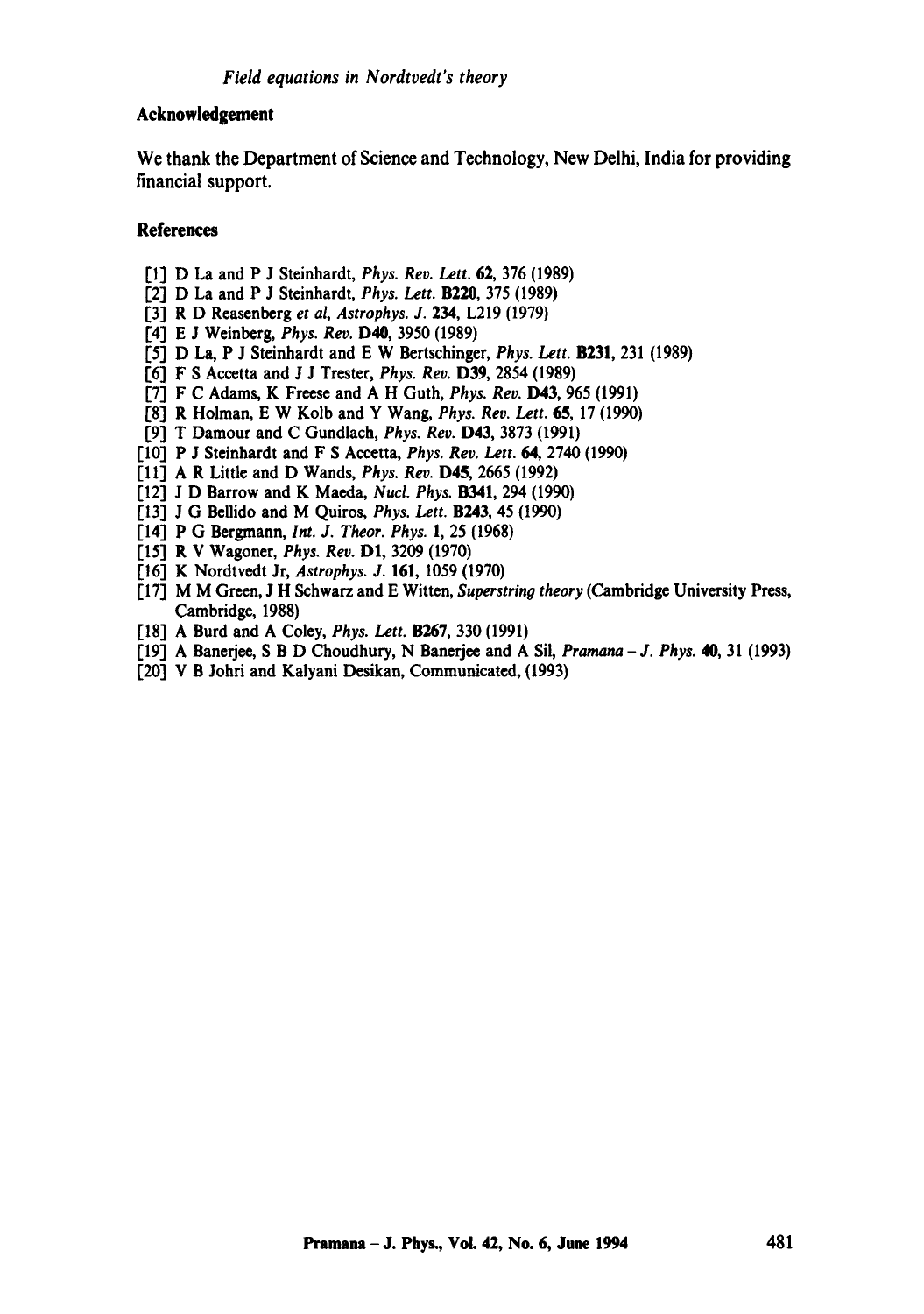## Acknowledgement

We thank the Department of Science and Technology, New Delhi, India for providing financial support.

## References

[1] D La and P J Steinhardt, *Phys. Rev. Lett.* **62**, 376 (1989)
[2] D La and P J Steinhardt, *Phys. Lett.* **B220**, 375 (1989)
[3] R D Reasenberg *et al*, *Astrophys. J.* **234**, L219 (1979)
[4] E J Weinberg, *Phys. Rev.* **D40**, 3950 (1989)
[5] D La, P J Steinhardt and E W Bertschinger, *Phys. Lett.* **B231**, 231 (1989)
[6] F S Accetta and J J Trester, *Phys. Rev.* **D39**, 2854 (1989)
[7] F C Adams, K Freese and A H Guth, *Phys. Rev.* **D43**, 965 (1991)
[8] R Holman, E W Kolb and Y Wang, *Phys. Rev. Lett.* **65**, 17 (1990)
[9] T Damour and C Gundlach, *Phys. Rev.* **D43**, 3873 (1991)
[10] P J Steinhardt and F S Accetta, *Phys. Rev. Lett.* **64**, 2740 (1990)
[11] A R Little and D Wands, *Phys. Rev.* **D45**, 2665 (1992)
[12] J D Barrow and K Maeda, *Nucl. Phys.* **B341**, 294 (1990)
[13] J G Bellido and M Quiros, *Phys. Lett.* **B243**, 45 (1990)
[14] P G Bergmann, *Int. J. Theor. Phys.* **1**, 25 (1968)
[15] R V Wagoner, *Phys. Rev.* **D1**, 3209 (1970)
[16] K Nordtvedt Jr, *Astrophys. J.* **161**, 1059 (1970)
[17] M M Green, J H Schwarz and E Witten, *Superstring theory* (Cambridge University Press, Cambridge, 1988)
[18] A Burd and A Coley, *Phys. Lett.* **B267**, 330 (1991)
[19] A Banerjee, S B D Choudhury, N Banerjee and A Sil, *Pramana – J. Phys.* **40**, 31 (1993)
[20] V B Johri and Kalyani Desikan, Communicated, (1993)